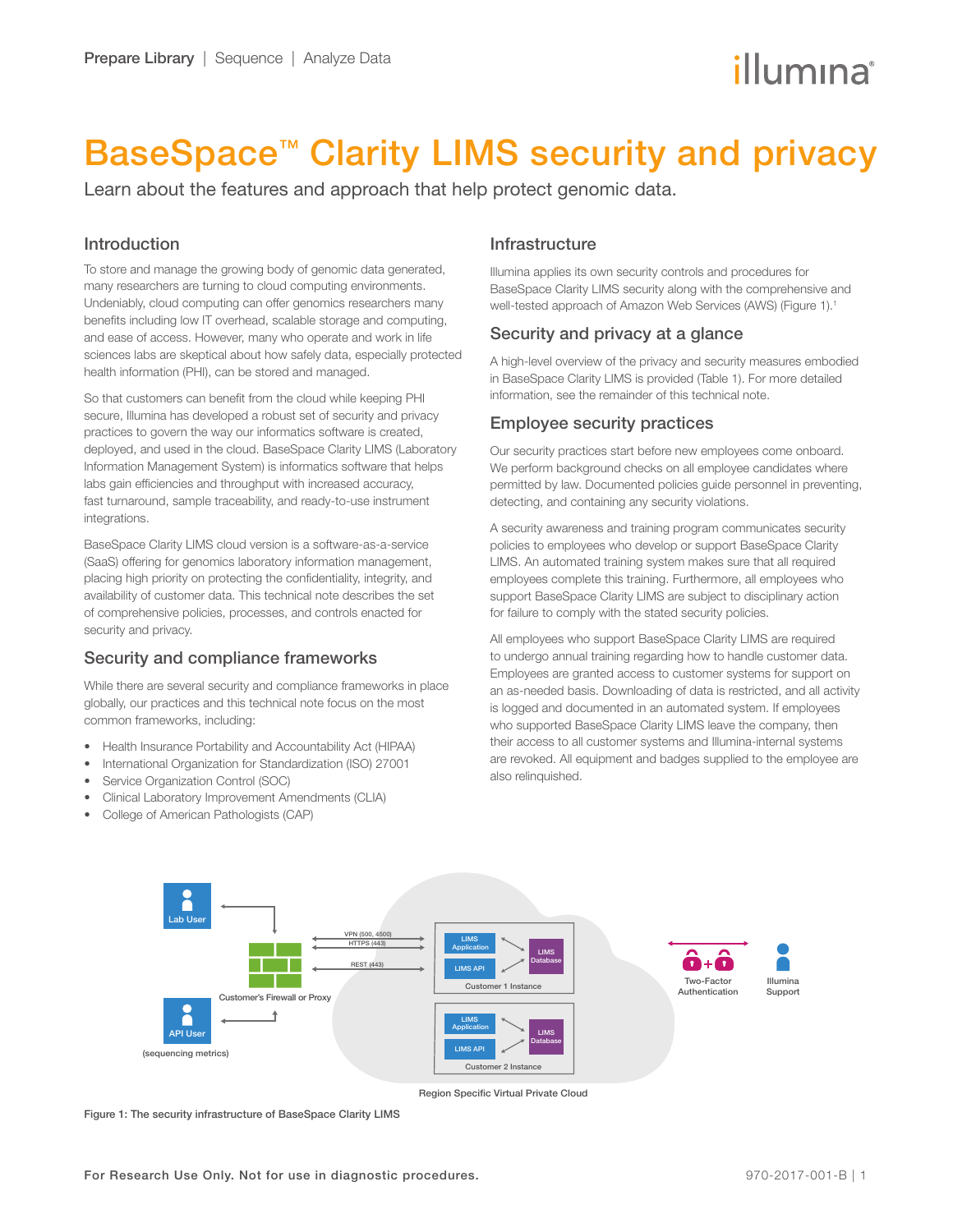# BaseSpace™ Clarity LIMS security and privacy

Learn about the features and approach that help protect genomic data.

## Introduction

To store and manage the growing body of genomic data generated, many researchers are turning to cloud computing environments. Undeniably, cloud computing can offer genomics researchers many benefits including low IT overhead, scalable storage and computing, and ease of access. However, many who operate and work in life sciences labs are skeptical about how safely data, especially protected health information (PHI), can be stored and managed.

So that customers can benefit from the cloud while keeping PHI secure, Illumina has developed a robust set of security and privacy practices to govern the way our informatics software is created, deployed, and used in the cloud. BaseSpace Clarity LIMS (Laboratory Information Management System) is informatics software that helps labs gain efficiencies and throughput with increased accuracy, fast turnaround, sample traceability, and ready-to-use instrument integrations.

BaseSpace Clarity LIMS cloud version is a software-as-a-service (SaaS) offering for genomics laboratory information management, placing high priority on protecting the confidentiality, integrity, and availability of customer data. This technical note describes the set of comprehensive policies, processes, and controls enacted for security and privacy.

## Security and compliance frameworks

While there are several security and compliance frameworks in place globally, our practices and this technical note focus on the most common frameworks, including:

- Health Insurance Portability and Accountability Act (HIPAA)
- International Organization for Standardization (ISO) 27001
- Service Organization Control (SOC)
- Clinical Laboratory Improvement Amendments (CLIA)
- College of American Pathologists (CAP)

## Infrastructure

Illumina applies its own security controls and procedures for BaseSpace Clarity LIMS security along with the comprehensive and well-tested approach of Amazon Web Services (AWS) (Figure 1).[1]

## Security and privacy at a glance

A high-level overview of the privacy and security measures embodied in BaseSpace Clarity LIMS is provided (Table 1). For more detailed information, see the remainder of this technical note.

## Employee security practices

Our security practices start before new employees come onboard. We perform background checks on all employee candidates where permitted by law. Documented policies guide personnel in preventing, detecting, and containing any security violations.

A security awareness and training program communicates security policies to employees who develop or support BaseSpace Clarity LIMS. An automated training system makes sure that all required employees complete this training. Furthermore, all employees who support BaseSpace Clarity LIMS are subject to disciplinary action for failure to comply with the stated security policies.

All employees who support BaseSpace Clarity LIMS are required to undergo annual training regarding how to handle customer data. Employees are granted access to customer systems for support on an as-needed basis. Downloading of data is restricted, and all activity is logged and documented in an automated system. If employees who supported BaseSpace Clarity LIMS leave the company, then their access to all customer systems and Illumina-internal systems are revoked. All equipment and badges supplied to the employee are also relinquished.

Lab User | API User (sequencing metrics) | Customer's Firewall or Proxy | VPN (500, 4500) | HTTPS (443) | REST (443) | LIMS Application | LIMS API | LIMS Database | Customer 1 Instance | Customer 2 Instance | Region Specific Virtual Private Cloud | Two-Factor Authentication | Illumina Support

Figure 1: The security infrastructure of BaseSpace Clarity LIMS

For Research Use Only. Not for use in diagnostic procedures.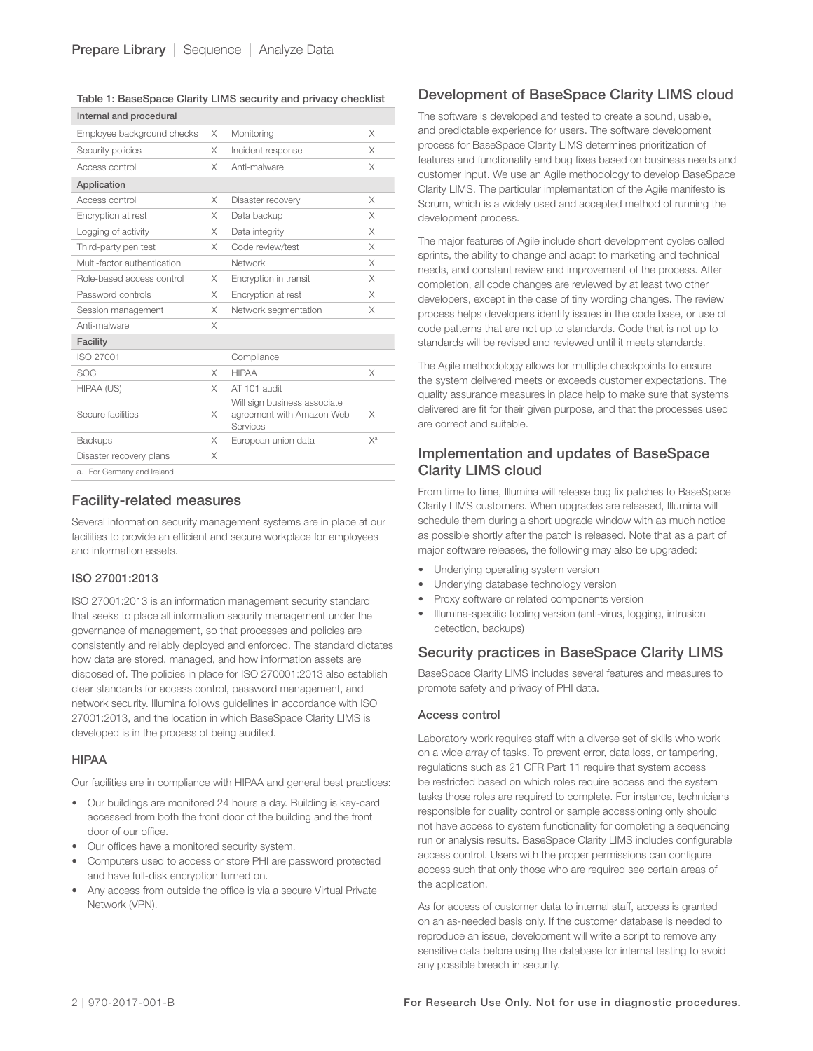Table 1: BaseSpace Clarity LIMS security and privacy checklist

| Internal and procedural | | | |
|---|---|---|---|
| Employee background checks | X | Monitoring | X |
| Security policies | X | Incident response | X |
| Access control | X | Anti-malware | X |
| **Application** | | | |
| Access control | X | Disaster recovery | X |
| Encryption at rest | X | Data backup | X |
| Logging of activity | X | Data integrity | X |
| Third-party pen test | X | Code review/test | X |
| Multi-factor authentication | | Network | X |
| Role-based access control | X | Encryption in transit | X |
| Password controls | X | Encryption at rest | X |
| Session management | X | Network segmentation | X |
| Anti-malware | X | | |
| **Facility** | | | |
| ISO 27001 | | Compliance | |
| SOC | X | HIPAA | X |
| HIPAA (US) | X | AT 101 audit | |
| Secure facilities | X | Will sign business associate agreement with Amazon Web Services | X |
| Backups | X | European union data | X[a] |
| Disaster recovery plans | X | | |

a. For Germany and Ireland

## Facility-related measures

Several information security management systems are in place at our facilities to provide an efficient and secure workplace for employees and information assets.

### ISO 27001:2013

ISO 27001:2013 is an information management security standard that seeks to place all information security management under the governance of management, so that processes and policies are consistently and reliably deployed and enforced. The standard dictates how data are stored, managed, and how information assets are disposed of. The policies in place for ISO 270001:2013 also establish clear standards for access control, password management, and network security. Illumina follows guidelines in accordance with ISO 27001:2013, and the location in which BaseSpace Clarity LIMS is developed is in the process of being audited.

### HIPAA

Our facilities are in compliance with HIPAA and general best practices:

- Our buildings are monitored 24 hours a day. Building is key-card accessed from both the front door of the building and the front door of our office.
- Our offices have a monitored security system.
- Computers used to access or store PHI are password protected and have full-disk encryption turned on.
- Any access from outside the office is via a secure Virtual Private Network (VPN).

## Development of BaseSpace Clarity LIMS cloud

The software is developed and tested to create a sound, usable, and predictable experience for users. The software development process for BaseSpace Clarity LIMS determines prioritization of features and functionality and bug fixes based on business needs and customer input. We use an Agile methodology to develop BaseSpace Clarity LIMS. The particular implementation of the Agile manifesto is Scrum, which is a widely used and accepted method of running the development process.

The major features of Agile include short development cycles called sprints, the ability to change and adapt to marketing and technical needs, and constant review and improvement of the process. After completion, all code changes are reviewed by at least two other developers, except in the case of tiny wording changes. The review process helps developers identify issues in the code base, or use of code patterns that are not up to standards. Code that is not up to standards will be revised and reviewed until it meets standards.

The Agile methodology allows for multiple checkpoints to ensure the system delivered meets or exceeds customer expectations. The quality assurance measures in place help to make sure that systems delivered are fit for their given purpose, and that the processes used are correct and suitable.

## Implementation and updates of BaseSpace Clarity LIMS cloud

From time to time, Illumina will release bug fix patches to BaseSpace Clarity LIMS customers. When upgrades are released, Illumina will schedule them during a short upgrade window with as much notice as possible shortly after the patch is released. Note that as a part of major software releases, the following may also be upgraded:

- Underlying operating system version
- Underlying database technology version
- Proxy software or related components version
- Illumina-specific tooling version (anti-virus, logging, intrusion detection, backups)

## Security practices in BaseSpace Clarity LIMS

BaseSpace Clarity LIMS includes several features and measures to promote safety and privacy of PHI data.

### Access control

Laboratory work requires staff with a diverse set of skills who work on a wide array of tasks. To prevent error, data loss, or tampering, regulations such as 21 CFR Part 11 require that system access be restricted based on which roles require access and the system tasks those roles are required to complete. For instance, technicians responsible for quality control or sample accessioning only should not have access to system functionality for completing a sequencing run or analysis results. BaseSpace Clarity LIMS includes configurable access control. Users with the proper permissions can configure access such that only those who are required see certain areas of the application.

As for access of customer data to internal staff, access is granted on an as-needed basis only. If the customer database is needed to reproduce an issue, development will write a script to remove any sensitive data before using the database for internal testing to avoid any possible breach in security.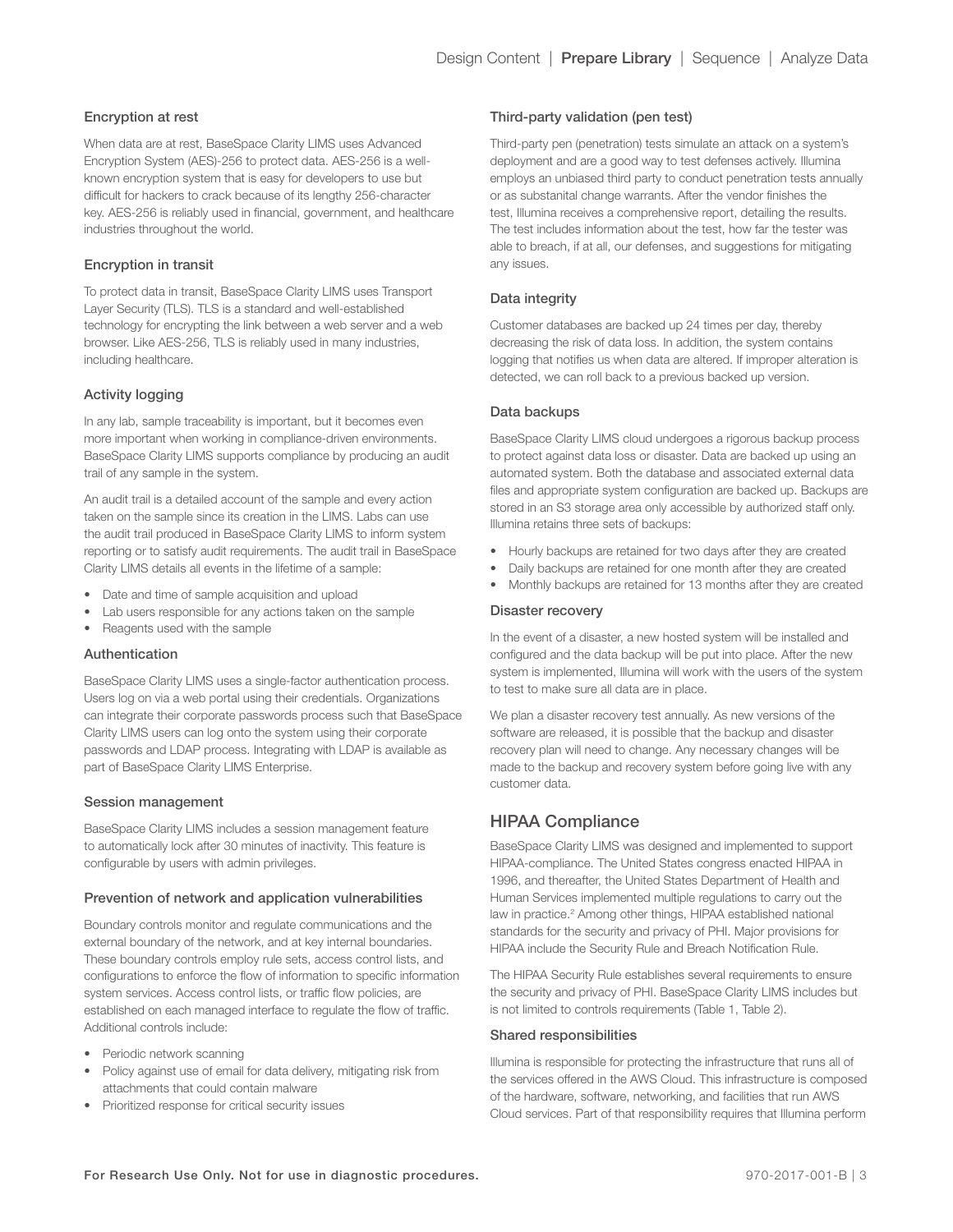### Encryption at rest

When data are at rest, BaseSpace Clarity LIMS uses Advanced Encryption System (AES)-256 to protect data. AES-256 is a well-known encryption system that is easy for developers to use but difficult for hackers to crack because of its lengthy 256-character key. AES-256 is reliably used in financial, government, and healthcare industries throughout the world.

### Encryption in transit

To protect data in transit, BaseSpace Clarity LIMS uses Transport Layer Security (TLS). TLS is a standard and well-established technology for encrypting the link between a web server and a web browser. Like AES-256, TLS is reliably used in many industries, including healthcare.

### Activity logging

In any lab, sample traceability is important, but it becomes even more important when working in compliance-driven environments. BaseSpace Clarity LIMS supports compliance by producing an audit trail of any sample in the system.

An audit trail is a detailed account of the sample and every action taken on the sample since its creation in the LIMS. Labs can use the audit trail produced in BaseSpace Clarity LIMS to inform system reporting or to satisfy audit requirements. The audit trail in BaseSpace Clarity LIMS details all events in the lifetime of a sample:

- Date and time of sample acquisition and upload
- Lab users responsible for any actions taken on the sample
- Reagents used with the sample

### Authentication

BaseSpace Clarity LIMS uses a single-factor authentication process. Users log on via a web portal using their credentials. Organizations can integrate their corporate passwords process such that BaseSpace Clarity LIMS users can log onto the system using their corporate passwords and LDAP process. Integrating with LDAP is available as part of BaseSpace Clarity LIMS Enterprise.

### Session management

BaseSpace Clarity LIMS includes a session management feature to automatically lock after 30 minutes of inactivity. This feature is configurable by users with admin privileges.

### Prevention of network and application vulnerabilities

Boundary controls monitor and regulate communications and the external boundary of the network, and at key internal boundaries. These boundary controls employ rule sets, access control lists, and configurations to enforce the flow of information to specific information system services. Access control lists, or traffic flow policies, are established on each managed interface to regulate the flow of traffic. Additional controls include:

- Periodic network scanning
- Policy against use of email for data delivery, mitigating risk from attachments that could contain malware
- Prioritized response for critical security issues

### Third-party validation (pen test)

Third-party pen (penetration) tests simulate an attack on a system's deployment and are a good way to test defenses actively. Illumina employs an unbiased third party to conduct penetration tests annually or as substanital change warrants. After the vendor finishes the test, Illumina receives a comprehensive report, detailing the results. The test includes information about the test, how far the tester was able to breach, if at all, our defenses, and suggestions for mitigating any issues.

### Data integrity

Customer databases are backed up 24 times per day, thereby decreasing the risk of data loss. In addition, the system contains logging that notifies us when data are altered. If improper alteration is detected, we can roll back to a previous backed up version.

### Data backups

BaseSpace Clarity LIMS cloud undergoes a rigorous backup process to protect against data loss or disaster. Data are backed up using an automated system. Both the database and associated external data files and appropriate system configuration are backed up. Backups are stored in an S3 storage area only accessible by authorized staff only. Illumina retains three sets of backups:

- Hourly backups are retained for two days after they are created
- Daily backups are retained for one month after they are created
- Monthly backups are retained for 13 months after they are created

### Disaster recovery

In the event of a disaster, a new hosted system will be installed and configured and the data backup will be put into place. After the new system is implemented, Illumina will work with the users of the system to test to make sure all data are in place.

We plan a disaster recovery test annually. As new versions of the software are released, it is possible that the backup and disaster recovery plan will need to change. Any necessary changes will be made to the backup and recovery system before going live with any customer data.

## HIPAA Compliance

BaseSpace Clarity LIMS was designed and implemented to support HIPAA-compliance. The United States congress enacted HIPAA in 1996, and thereafter, the United States Department of Health and Human Services implemented multiple regulations to carry out the law in practice.[2] Among other things, HIPAA established national standards for the security and privacy of PHI. Major provisions for HIPAA include the Security Rule and Breach Notification Rule.

The HIPAA Security Rule establishes several requirements to ensure the security and privacy of PHI. BaseSpace Clarity LIMS includes but is not limited to controls requirements (Table 1, Table 2).

### Shared responsibilities

Illumina is responsible for protecting the infrastructure that runs all of the services offered in the AWS Cloud. This infrastructure is composed of the hardware, software, networking, and facilities that run AWS Cloud services. Part of that responsibility requires that Illumina perform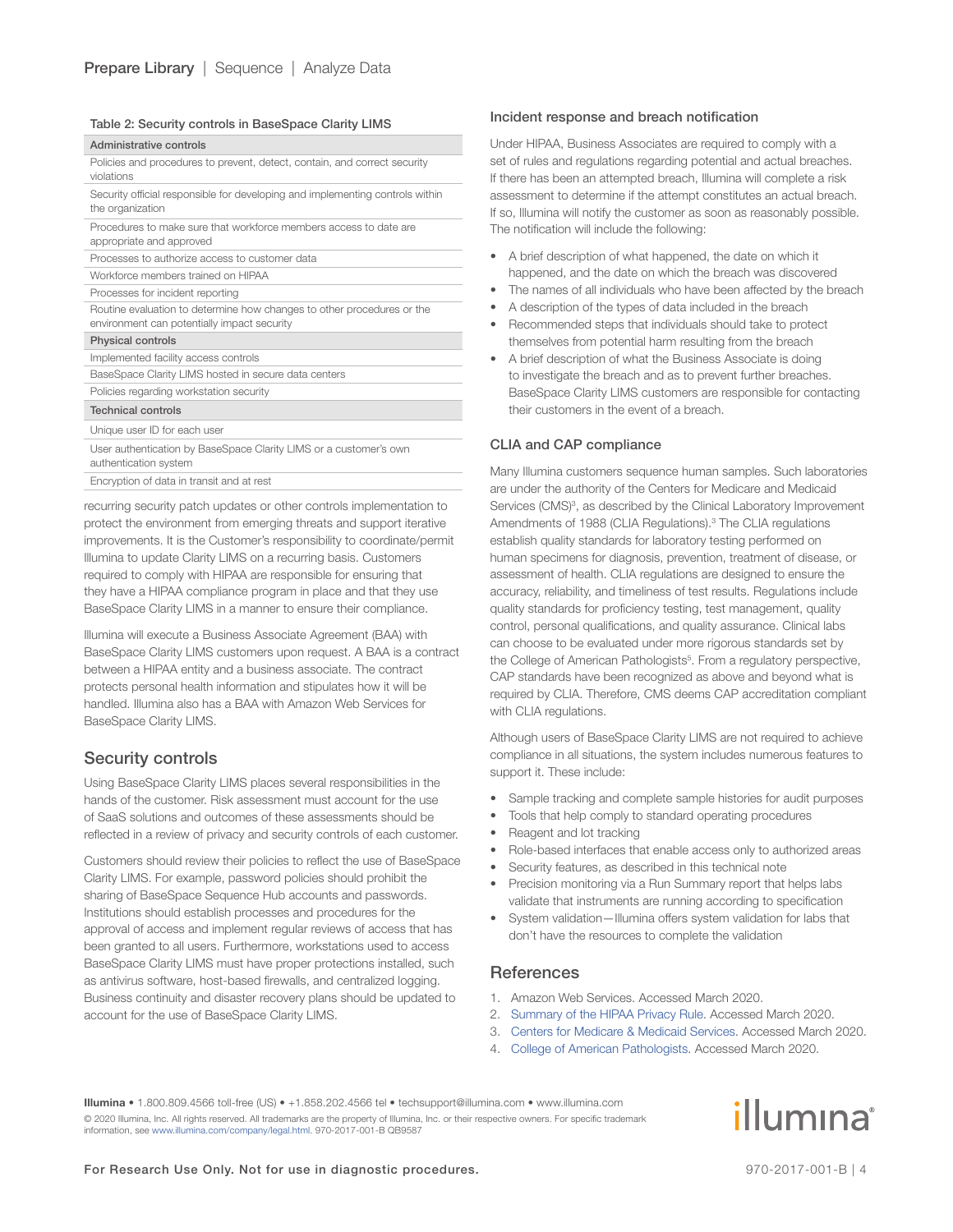Table 2: Security controls in BaseSpace Clarity LIMS

| Administrative controls |
|---|
| Policies and procedures to prevent, detect, contain, and correct security violations |
| Security official responsible for developing and implementing controls within the organization |
| Procedures to make sure that workforce members access to date are appropriate and approved |
| Processes to authorize access to customer data |
| Workforce members trained on HIPAA |
| Processes for incident reporting |
| Routine evaluation to determine how changes to other procedures or the environment can potentially impact security |
| **Physical controls** |
| Implemented facility access controls |
| BaseSpace Clarity LIMS hosted in secure data centers |
| Policies regarding workstation security |
| **Technical controls** |
| Unique user ID for each user |
| User authentication by BaseSpace Clarity LIMS or a customer's own authentication system |
| Encryption of data in transit and at rest |

recurring security patch updates or other controls implementation to protect the environment from emerging threats and support iterative improvements. It is the Customer's responsibility to coordinate/permit Illumina to update Clarity LIMS on a recurring basis. Customers required to comply with HIPAA are responsible for ensuring that they have a HIPAA compliance program in place and that they use BaseSpace Clarity LIMS in a manner to ensure their compliance.

Illumina will execute a Business Associate Agreement (BAA) with BaseSpace Clarity LIMS customers upon request. A BAA is a contract between a HIPAA entity and a business associate. The contract protects personal health information and stipulates how it will be handled. Illumina also has a BAA with Amazon Web Services for BaseSpace Clarity LIMS.

## Security controls

Using BaseSpace Clarity LIMS places several responsibilities in the hands of the customer. Risk assessment must account for the use of SaaS solutions and outcomes of these assessments should be reflected in a review of privacy and security controls of each customer.

Customers should review their policies to reflect the use of BaseSpace Clarity LIMS. For example, password policies should prohibit the sharing of BaseSpace Sequence Hub accounts and passwords. Institutions should establish processes and procedures for the approval of access and implement regular reviews of access that has been granted to all users. Furthermore, workstations used to access BaseSpace Clarity LIMS must have proper protections installed, such as antivirus software, host-based firewalls, and centralized logging. Business continuity and disaster recovery plans should be updated to account for the use of BaseSpace Clarity LIMS.

### Incident response and breach notification

Under HIPAA, Business Associates are required to comply with a set of rules and regulations regarding potential and actual breaches. If there has been an attempted breach, Illumina will complete a risk assessment to determine if the attempt constitutes an actual breach. If so, Illumina will notify the customer as soon as reasonably possible. The notification will include the following:

- A brief description of what happened, the date on which it happened, and the date on which the breach was discovered
- The names of all individuals who have been affected by the breach
- A description of the types of data included in the breach
- Recommended steps that individuals should take to protect themselves from potential harm resulting from the breach
- A brief description of what the Business Associate is doing to investigate the breach and as to prevent further breaches. BaseSpace Clarity LIMS customers are responsible for contacting their customers in the event of a breach.

### CLIA and CAP compliance

Many Illumina customers sequence human samples. Such laboratories are under the authority of the Centers for Medicare and Medicaid Services (CMS)[3], as described by the Clinical Laboratory Improvement Amendments of 1988 (CLIA Regulations).[3] The CLIA regulations establish quality standards for laboratory testing performed on human specimens for diagnosis, prevention, treatment of disease, or assessment of health. CLIA regulations are designed to ensure the accuracy, reliability, and timeliness of test results. Regulations include quality standards for proficiency testing, test management, quality control, personal qualifications, and quality assurance. Clinical labs can choose to be evaluated under more rigorous standards set by the College of American Pathologists[5]. From a regulatory perspective, CAP standards have been recognized as above and beyond what is required by CLIA. Therefore, CMS deems CAP accreditation compliant with CLIA regulations.

Although users of BaseSpace Clarity LIMS are not required to achieve compliance in all situations, the system includes numerous features to support it. These include:

- Sample tracking and complete sample histories for audit purposes
- Tools that help comply to standard operating procedures
- Reagent and lot tracking
- Role-based interfaces that enable access only to authorized areas
- Security features, as described in this technical note
- Precision monitoring via a Run Summary report that helps labs validate that instruments are running according to specification
- System validation—Illumina offers system validation for labs that don't have the resources to complete the validation

## References

1. Amazon Web Services. Accessed March 2020.
2. Summary of the HIPAA Privacy Rule. Accessed March 2020.
3. Centers for Medicare & Medicaid Services. Accessed March 2020.
4. College of American Pathologists. Accessed March 2020.

**Illumina** • 1.800.809.4566 toll-free (US) • +1.858.202.4566 tel • techsupport@illumina.com • www.illumina.com

© 2020 Illumina, Inc. All rights reserved. All trademarks are the property of Illumina, Inc. or their respective owners. For specific trademark information, see www.illumina.com/company/legal.html. 970-2017-001-B QB9587

For Research Use Only. Not for use in diagnostic procedures.